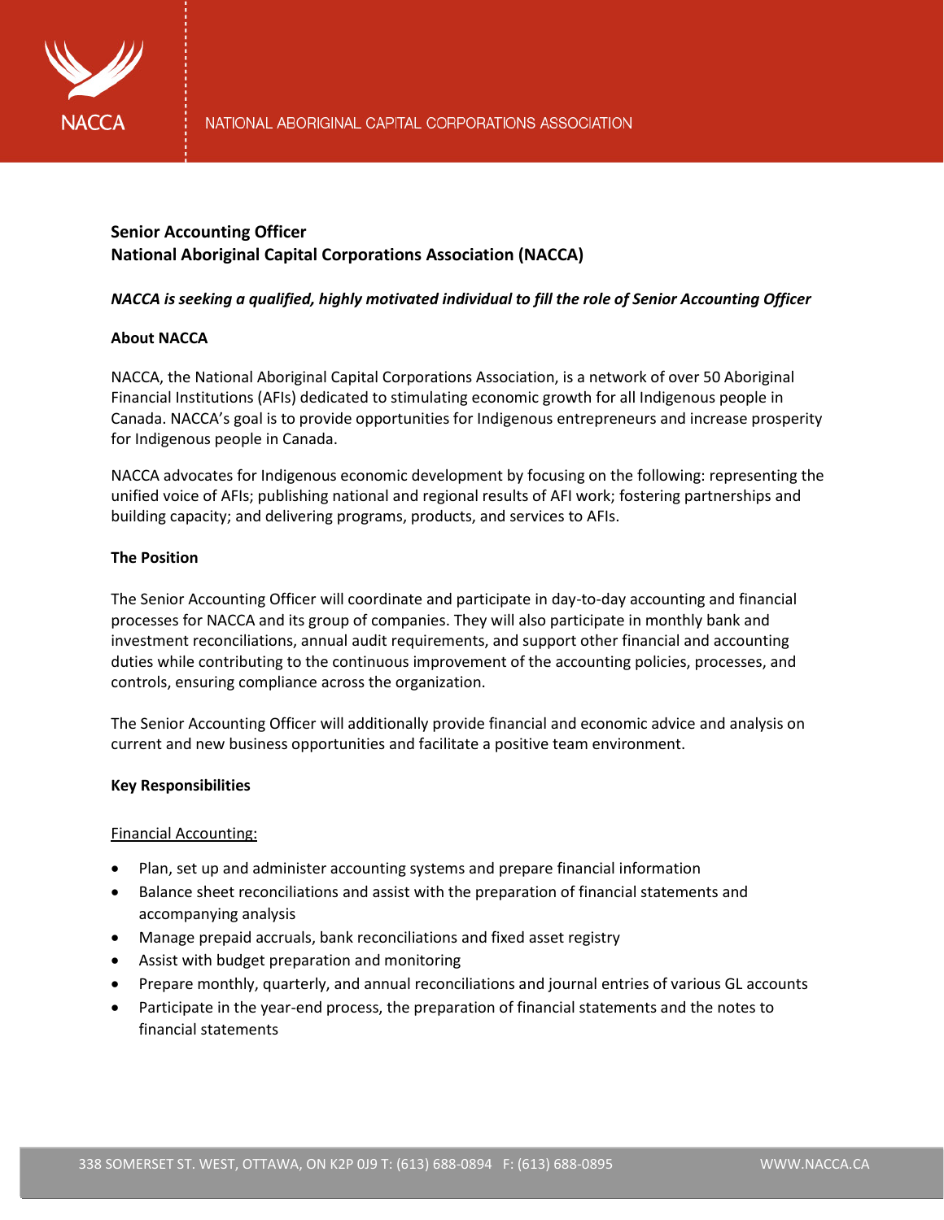# Senior Accounting Officer
# National Aboriginal Capital Corporations Association (NACCA)

***NACCA is seeking a qualified, highly motivated individual to fill the role of Senior Accounting Officer***

## About NACCA

NACCA, the National Aboriginal Capital Corporations Association, is a network of over 50 Aboriginal Financial Institutions (AFIs) dedicated to stimulating economic growth for all Indigenous people in Canada. NACCA's goal is to provide opportunities for Indigenous entrepreneurs and increase prosperity for Indigenous people in Canada.

NACCA advocates for Indigenous economic development by focusing on the following: representing the unified voice of AFIs; publishing national and regional results of AFI work; fostering partnerships and building capacity; and delivering programs, products, and services to AFIs.

## The Position

The Senior Accounting Officer will coordinate and participate in day-to-day accounting and financial processes for NACCA and its group of companies. They will also participate in monthly bank and investment reconciliations, annual audit requirements, and support other financial and accounting duties while contributing to the continuous improvement of the accounting policies, processes, and controls, ensuring compliance across the organization.

The Senior Accounting Officer will additionally provide financial and economic advice and analysis on current and new business opportunities and facilitate a positive team environment.

## Key Responsibilities

<u>Financial Accounting:</u>

- Plan, set up and administer accounting systems and prepare financial information
- Balance sheet reconciliations and assist with the preparation of financial statements and accompanying analysis
- Manage prepaid accruals, bank reconciliations and fixed asset registry
- Assist with budget preparation and monitoring
- Prepare monthly, quarterly, and annual reconciliations and journal entries of various GL accounts
- Participate in the year-end process, the preparation of financial statements and the notes to financial statements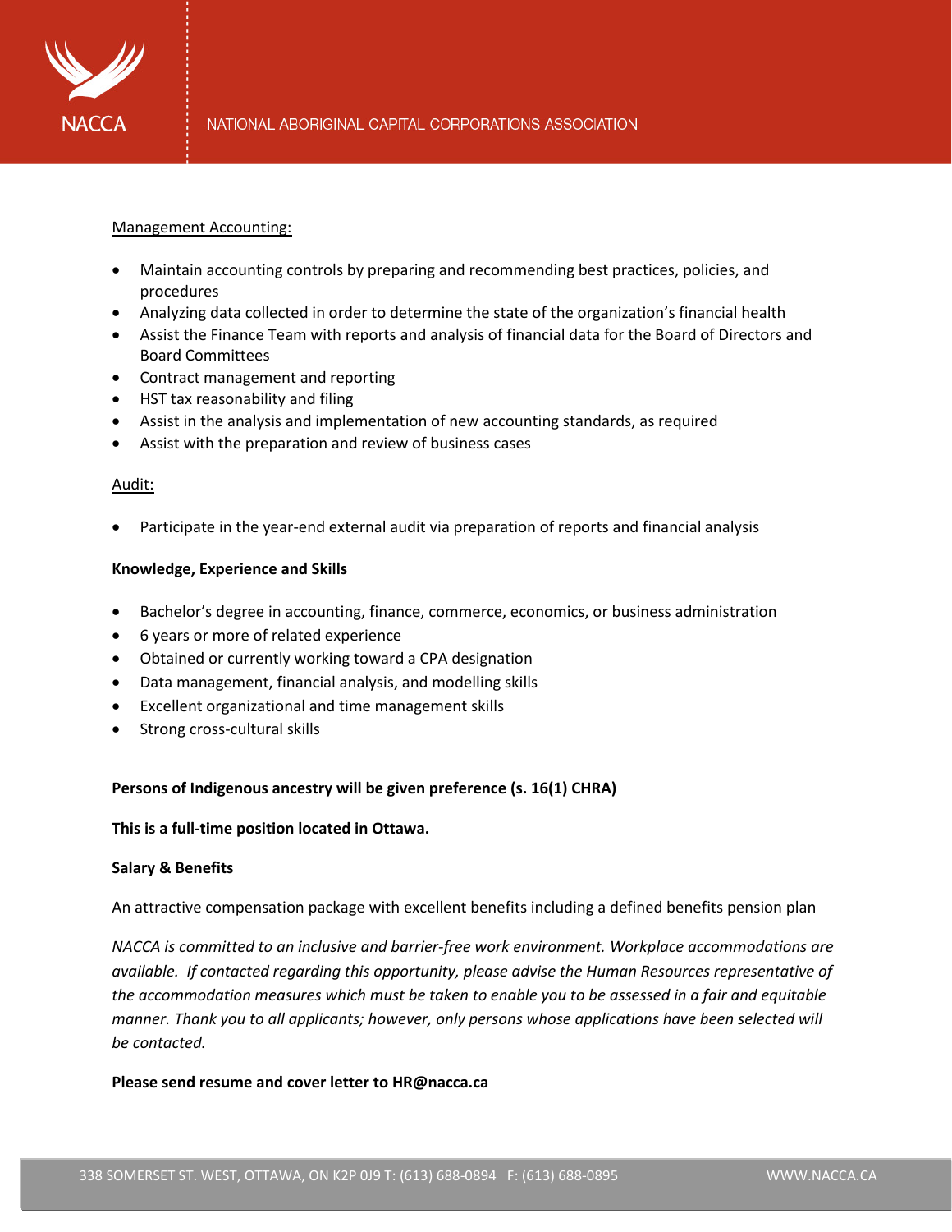Management Accounting:

- Maintain accounting controls by preparing and recommending best practices, policies, and procedures
- Analyzing data collected in order to determine the state of the organization's financial health
- Assist the Finance Team with reports and analysis of financial data for the Board of Directors and Board Committees
- Contract management and reporting
- HST tax reasonability and filing
- Assist in the analysis and implementation of new accounting standards, as required
- Assist with the preparation and review of business cases

Audit:

- Participate in the year-end external audit via preparation of reports and financial analysis

**Knowledge, Experience and Skills**

- Bachelor's degree in accounting, finance, commerce, economics, or business administration
- 6 years or more of related experience
- Obtained or currently working toward a CPA designation
- Data management, financial analysis, and modelling skills
- Excellent organizational and time management skills
- Strong cross-cultural skills

**Persons of Indigenous ancestry will be given preference (s. 16(1) CHRA)**

**This is a full-time position located in Ottawa.**

**Salary & Benefits**

An attractive compensation package with excellent benefits including a defined benefits pension plan

*NACCA is committed to an inclusive and barrier-free work environment. Workplace accommodations are available. If contacted regarding this opportunity, please advise the Human Resources representative of the accommodation measures which must be taken to enable you to be assessed in a fair and equitable manner. Thank you to all applicants; however, only persons whose applications have been selected will be contacted.*

**Please send resume and cover letter to HR@nacca.ca**